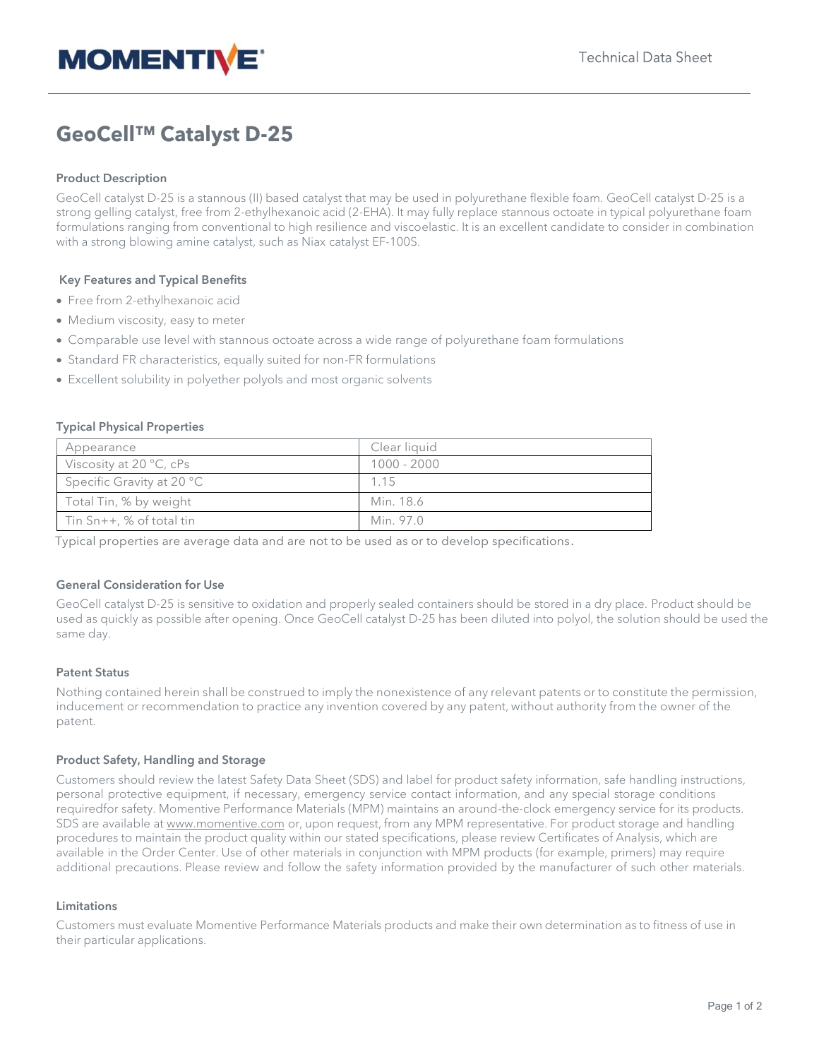MOMENTIVE

Technical Data Sheet

# GeoCell™ Catalyst D-25

## Product Description

GeoCell catalyst D-25 is a stannous (II) based catalyst that may be used in polyurethane flexible foam. GeoCell catalyst D-25 is a strong gelling catalyst, free from 2-ethylhexanoic acid (2-EHA). It may fully replace stannous octoate in typical polyurethane foam formulations ranging from conventional to high resilience and viscoelastic. It is an excellent candidate to consider in combination with a strong blowing amine catalyst, such as Niax catalyst EF-100S.

## Key Features and Typical Benefits

- Free from 2-ethylhexanoic acid
- Medium viscosity, easy to meter
- Comparable use level with stannous octoate across a wide range of polyurethane foam formulations
- Standard FR characteristics, equally suited for non-FR formulations
- Excellent solubility in polyether polyols and most organic solvents

## Typical Physical Properties

| Appearance | Clear liquid |
|---|---|
| Viscosity at 20 °C, cPs | 1000 - 2000 |
| Specific Gravity at 20 °C | 1.15 |
| Total Tin, % by weight | Min. 18.6 |
| Tin Sn++, % of total tin | Min. 97.0 |

Typical properties are average data and are not to be used as or to develop specifications.

## General Consideration for Use

GeoCell catalyst D-25 is sensitive to oxidation and properly sealed containers should be stored in a dry place. Product should be used as quickly as possible after opening. Once GeoCell catalyst D-25 has been diluted into polyol, the solution should be used the same day.

## Patent Status

Nothing contained herein shall be construed to imply the nonexistence of any relevant patents or to constitute the permission, inducement or recommendation to practice any invention covered by any patent, without authority from the owner of the patent.

## Product Safety, Handling and Storage

Customers should review the latest Safety Data Sheet (SDS) and label for product safety information, safe handling instructions, personal protective equipment, if necessary, emergency service contact information, and any special storage conditions requiredfor safety. Momentive Performance Materials (MPM) maintains an around-the-clock emergency service for its products. SDS are available at www.momentive.com or, upon request, from any MPM representative. For product storage and handling procedures to maintain the product quality within our stated specifications, please review Certificates of Analysis, which are available in the Order Center. Use of other materials in conjunction with MPM products (for example, primers) may require additional precautions. Please review and follow the safety information provided by the manufacturer of such other materials.

## Limitations

Customers must evaluate Momentive Performance Materials products and make their own determination as to fitness of use in their particular applications.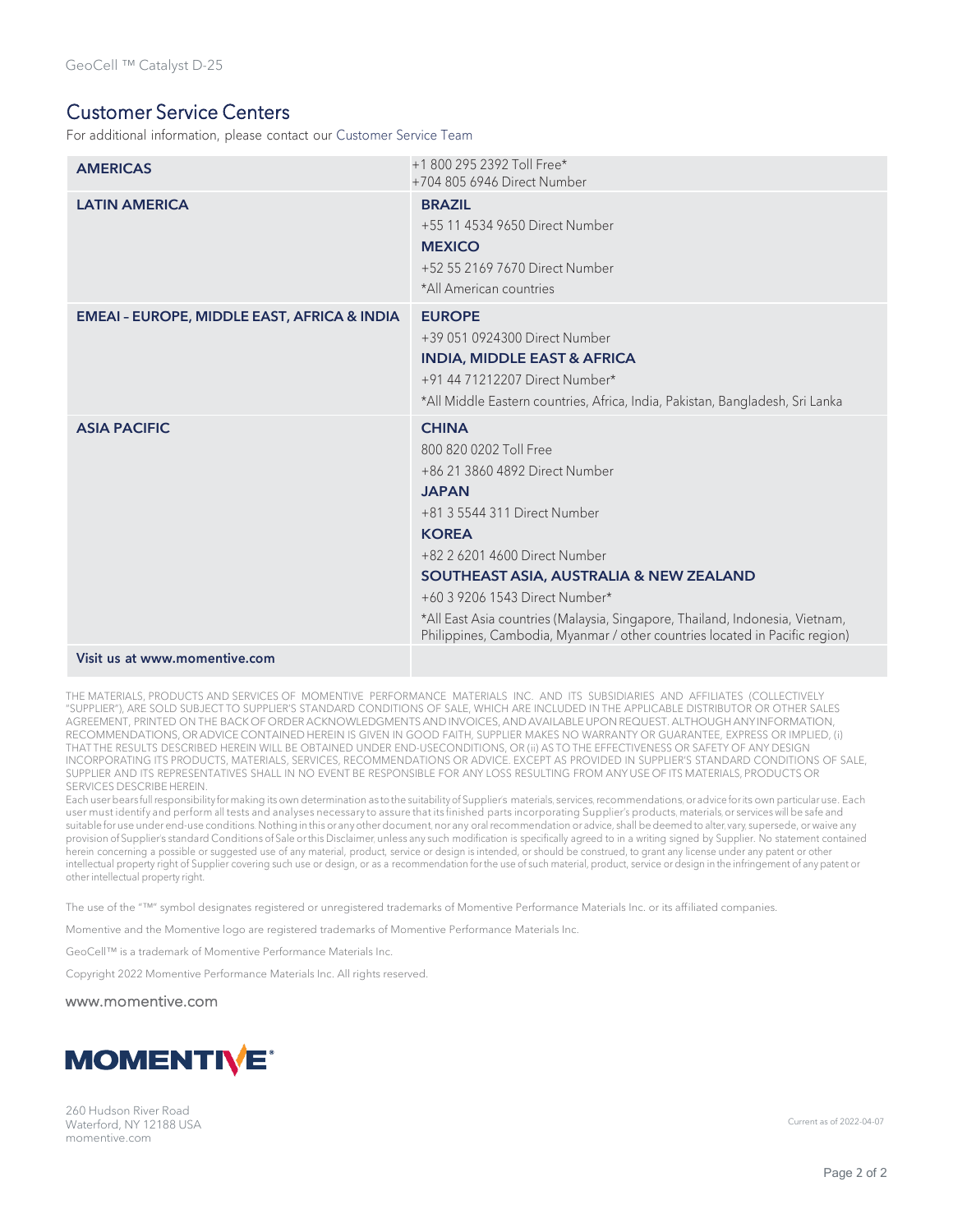## Customer Service Centers

For additional information, please contact our Customer Service Team

| | |
|---|---|
| **AMERICAS** | +1 800 295 2392 Toll Free*<br>+704 805 6946 Direct Number |
| **LATIN AMERICA** | **BRAZIL**<br>+55 11 4534 9650 Direct Number<br>**MEXICO**<br>+52 55 2169 7670 Direct Number<br>*All American countries |
| **EMEAI – EUROPE, MIDDLE EAST, AFRICA & INDIA** | **EUROPE**<br>+39 051 0924300 Direct Number<br>**INDIA, MIDDLE EAST & AFRICA**<br>+91 44 71212207 Direct Number*<br>*All Middle Eastern countries, Africa, India, Pakistan, Bangladesh, Sri Lanka |
| **ASIA PACIFIC** | **CHINA**<br>800 820 0202 Toll Free<br>+86 21 3860 4892 Direct Number<br>**JAPAN**<br>+81 3 5544 311 Direct Number<br>**KOREA**<br>+82 2 6201 4600 Direct Number<br>**SOUTHEAST ASIA, AUSTRALIA & NEW ZEALAND**<br>+60 3 9206 1543 Direct Number*<br>*All East Asia countries (Malaysia, Singapore, Thailand, Indonesia, Vietnam, Philippines, Cambodia, Myanmar / other countries located in Pacific region) |
| **Visit us at www.momentive.com** | |

THE MATERIALS, PRODUCTS AND SERVICES OF MOMENTIVE PERFORMANCE MATERIALS INC. AND ITS SUBSIDIARIES AND AFFILIATES (COLLECTIVELY "SUPPLIER"), ARE SOLD SUBJECT TO SUPPLIER'S STANDARD CONDITIONS OF SALE, WHICH ARE INCLUDED IN THE APPLICABLE DISTRIBUTOR OR OTHER SALES AGREEMENT, PRINTED ON THE BACK OF ORDER ACKNOWLEDGMENTS AND INVOICES, AND AVAILABLE UPON REQUEST. ALTHOUGH ANY INFORMATION, RECOMMENDATIONS, OR ADVICE CONTAINED HEREIN IS GIVEN IN GOOD FAITH, SUPPLIER MAKES NO WARRANTY OR GUARANTEE, EXPRESS OR IMPLIED, (i) THAT THE RESULTS DESCRIBED HEREIN WILL BE OBTAINED UNDER END-USECONDITIONS, OR (ii) AS TO THE EFFECTIVENESS OR SAFETY OF ANY DESIGN INCORPORATING ITS PRODUCTS, MATERIALS, SERVICES, RECOMMENDATIONS OR ADVICE. EXCEPT AS PROVIDED IN SUPPLIER'S STANDARD CONDITIONS OF SALE, SUPPLIER AND ITS REPRESENTATIVES SHALL IN NO EVENT BE RESPONSIBLE FOR ANY LOSS RESULTING FROM ANY USE OF ITS MATERIALS, PRODUCTS OR SERVICES DESCRIBE HEREIN.
Each user bears full responsibility for making its own determination as to the suitability of Supplier's materials, services, recommendations, or advice for its own particular use. Each user must identify and perform all tests and analyses necessary to assure that its finished parts incorporating Supplier's products, materials, or services will be safe and suitable for use under end-use conditions. Nothing in this or any other document, nor any oral recommendation or advice, shall be deemed to alter, vary, supersede, or waive any provision of Supplier's standard Conditions of Sale or this Disclaimer, unless any such modification is specifically agreed to in a writing signed by Supplier. No statement contained herein concerning a possible or suggested use of any material, product, service or design is intended, or should be construed, to grant any license under any patent or other intellectual property right of Supplier covering such use or design, or as a recommendation for the use of such material, product, service or design in the infringement of any patent or other intellectual property right.

The use of the "™" symbol designates registered or unregistered trademarks of Momentive Performance Materials Inc. or its affiliated companies.

Momentive and the Momentive logo are registered trademarks of Momentive Performance Materials Inc.

GeoCell™ is a trademark of Momentive Performance Materials Inc.

Copyright 2022 Momentive Performance Materials Inc. All rights reserved.

www.momentive.com

MOMENTIVE®

260 Hudson River Road
Waterford, NY 12188 USA
momentive.com

Current as of 2022-04-07